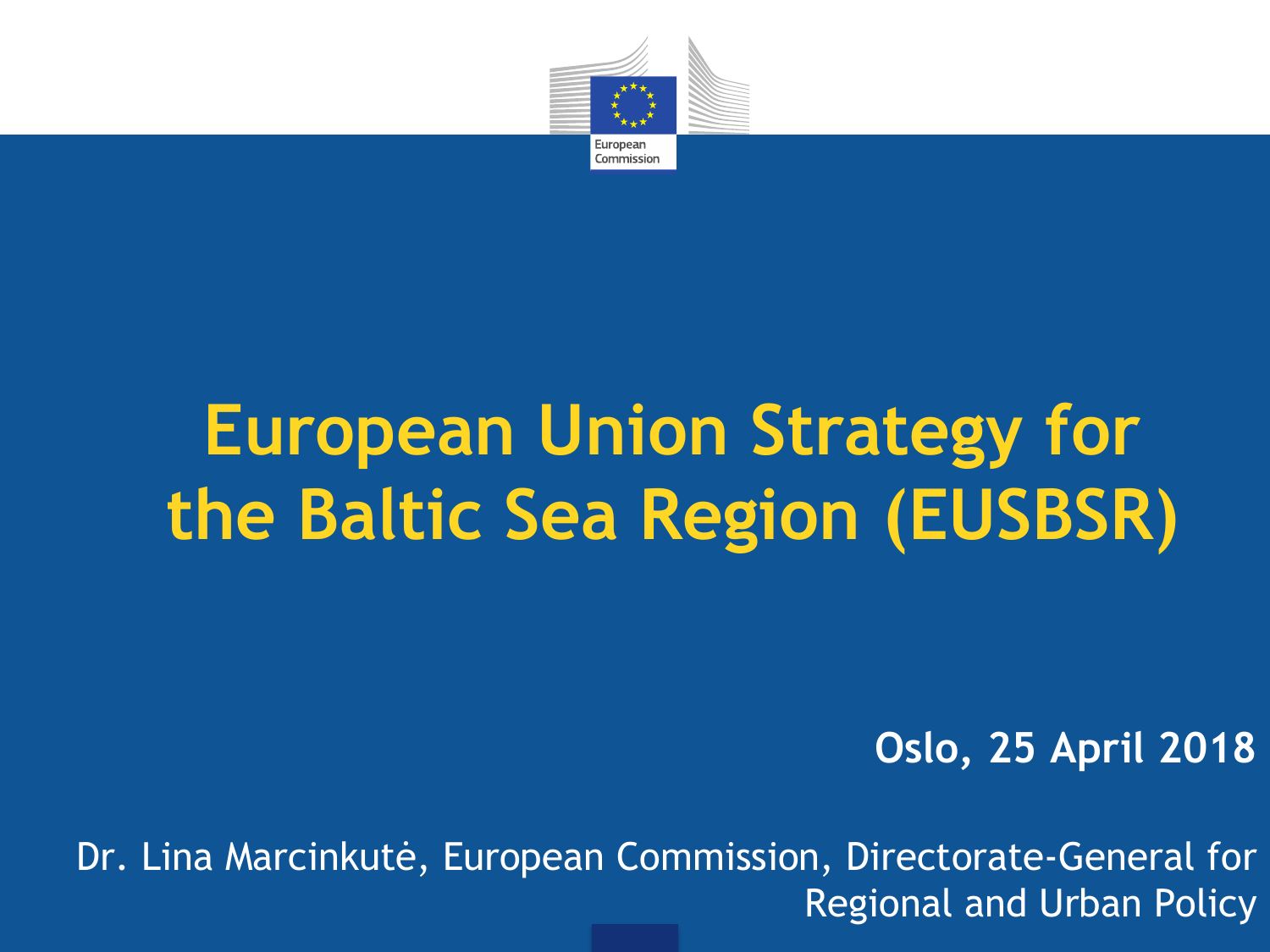# European Union Strategy for the Baltic Sea Region (EUSBSR)

**Oslo, 25 April 2018**

Dr. Lina Marcinkutė, European Commission, Directorate-General for Regional and Urban Policy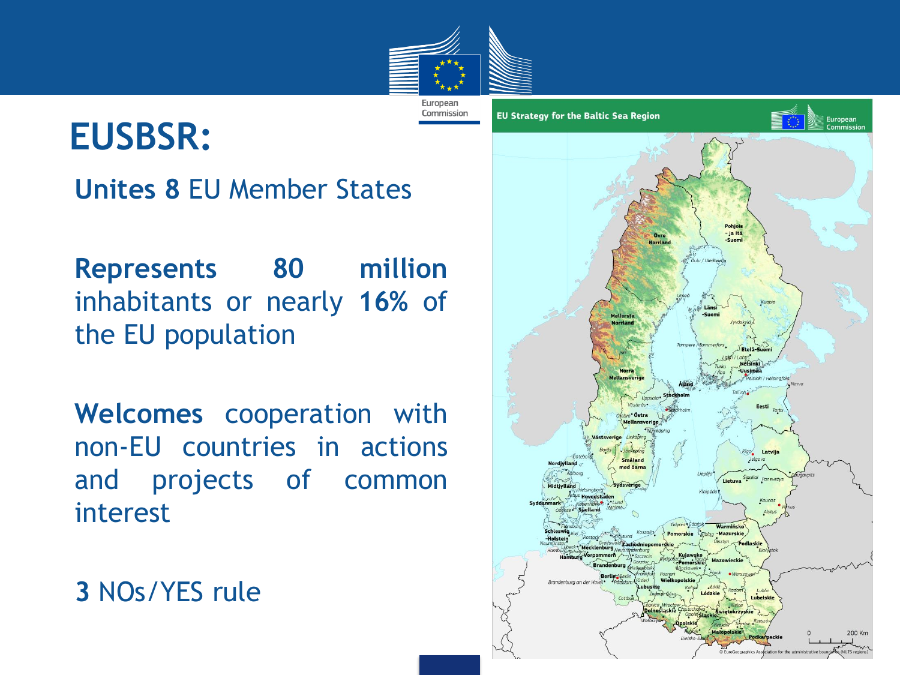# EUSBSR:

**Unites 8** EU Member States

**Represents 80 million** inhabitants or nearly **16%** of the EU population

**Welcomes** cooperation with non-EU countries in actions and projects of common interest

**3** NOs/YES rule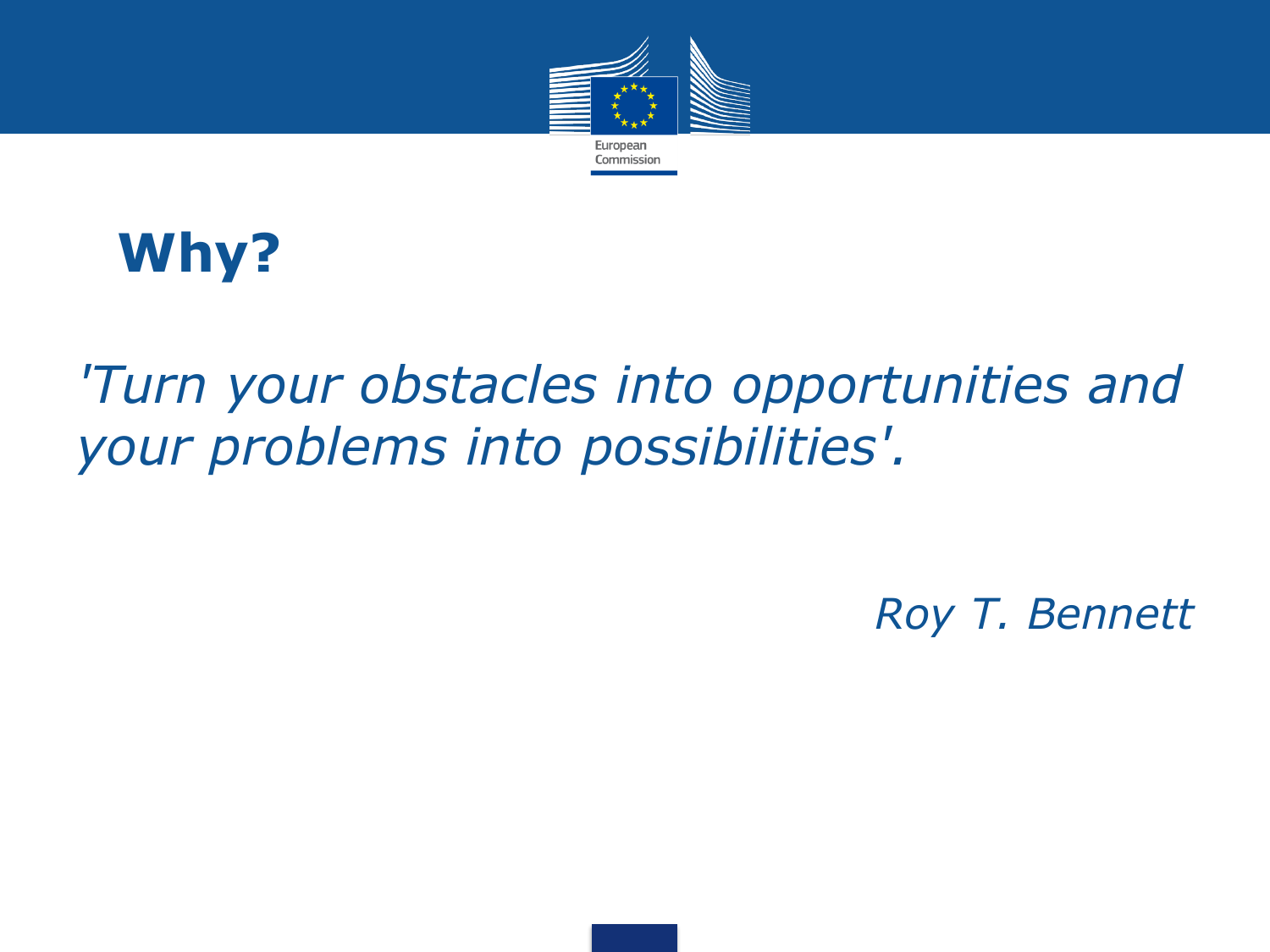# Why?

*'Turn your obstacles into opportunities and your problems into possibilities'.*

*Roy T. Bennett*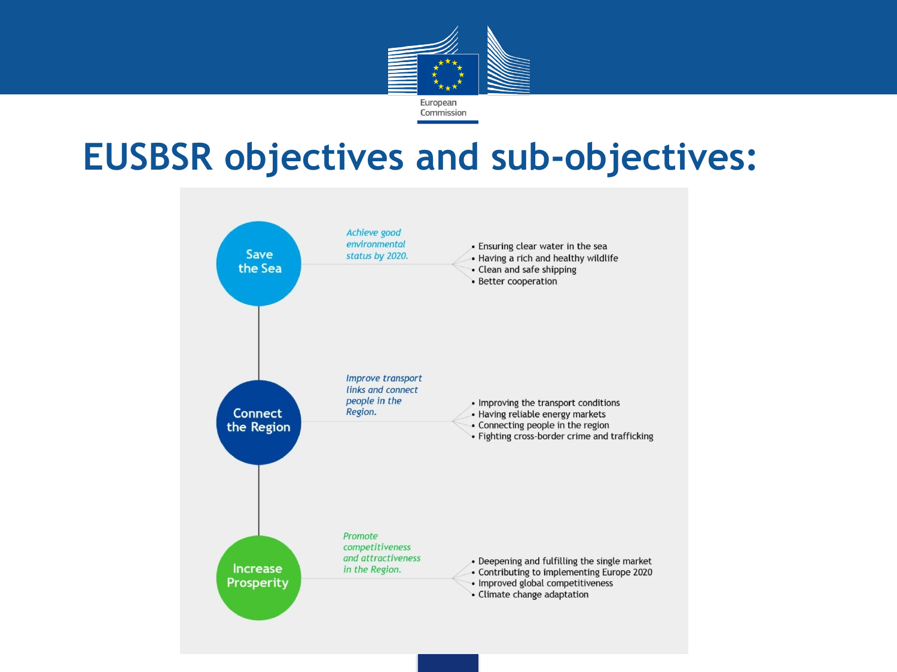# EUSBSR objectives and sub-objectives:

## Save the Sea

*Achieve good environmental status by 2020.*

- Ensuring clear water in the sea
- Having a rich and healthy wildlife
- Clean and safe shipping
- Better cooperation

## Connect the Region

*Improve transport links and connect people in the Region.*

- Improving the transport conditions
- Having reliable energy markets
- Connecting people in the region
- Fighting cross-border crime and trafficking

## Increase Prosperity

*Promote competitiveness and attractiveness in the Region.*

- Deepening and fulfilling the single market
- Contributing to implementing Europe 2020
- Improved global competitiveness
- Climate change adaptation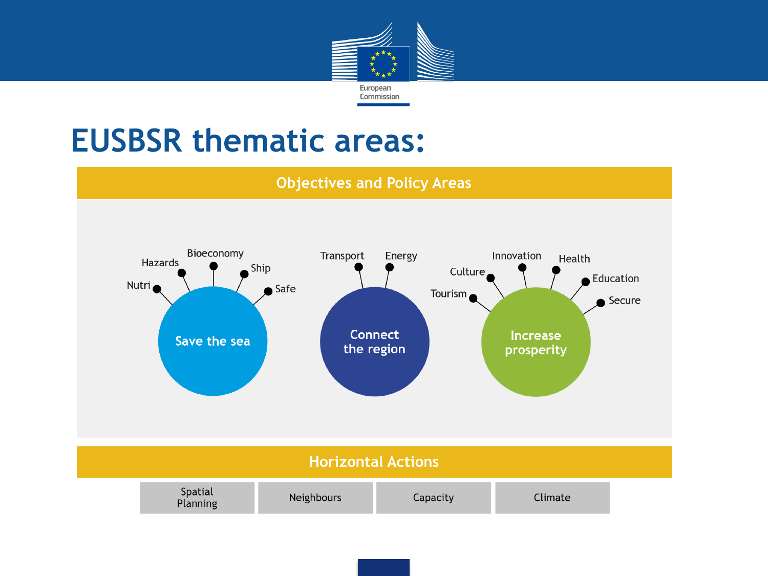# EUSBSR thematic areas:

## Objectives and Policy Areas

**Save the sea**
- Nutri
- Hazards
- Bioeconomy
- Ship
- Safe

**Connect the region**
- Transport
- Energy

**Increase prosperity**
- Tourism
- Culture
- Innovation
- Health
- Education
- Secure

## Horizontal Actions

| Spatial Planning | Neighbours | Capacity | Climate |
|---|---|---|---|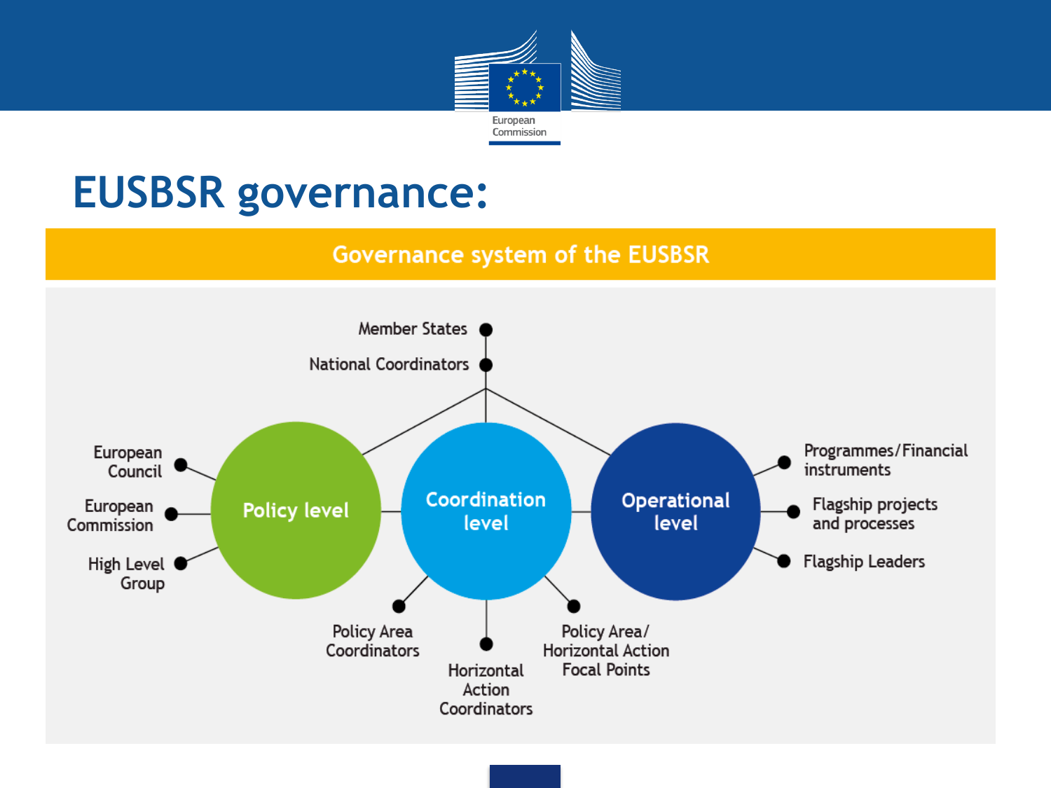# EUSBSR governance:

## Governance system of the EUSBSR

- Member States
- National Coordinators

**Policy level**

- European Council
- European Commission
- High Level Group

**Coordination level**

- Policy Area Coordinators
- Horizontal Action Coordinators
- Policy Area/ Horizontal Action Focal Points

**Operational level**

- Programmes/Financial instruments
- Flagship projects and processes
- Flagship Leaders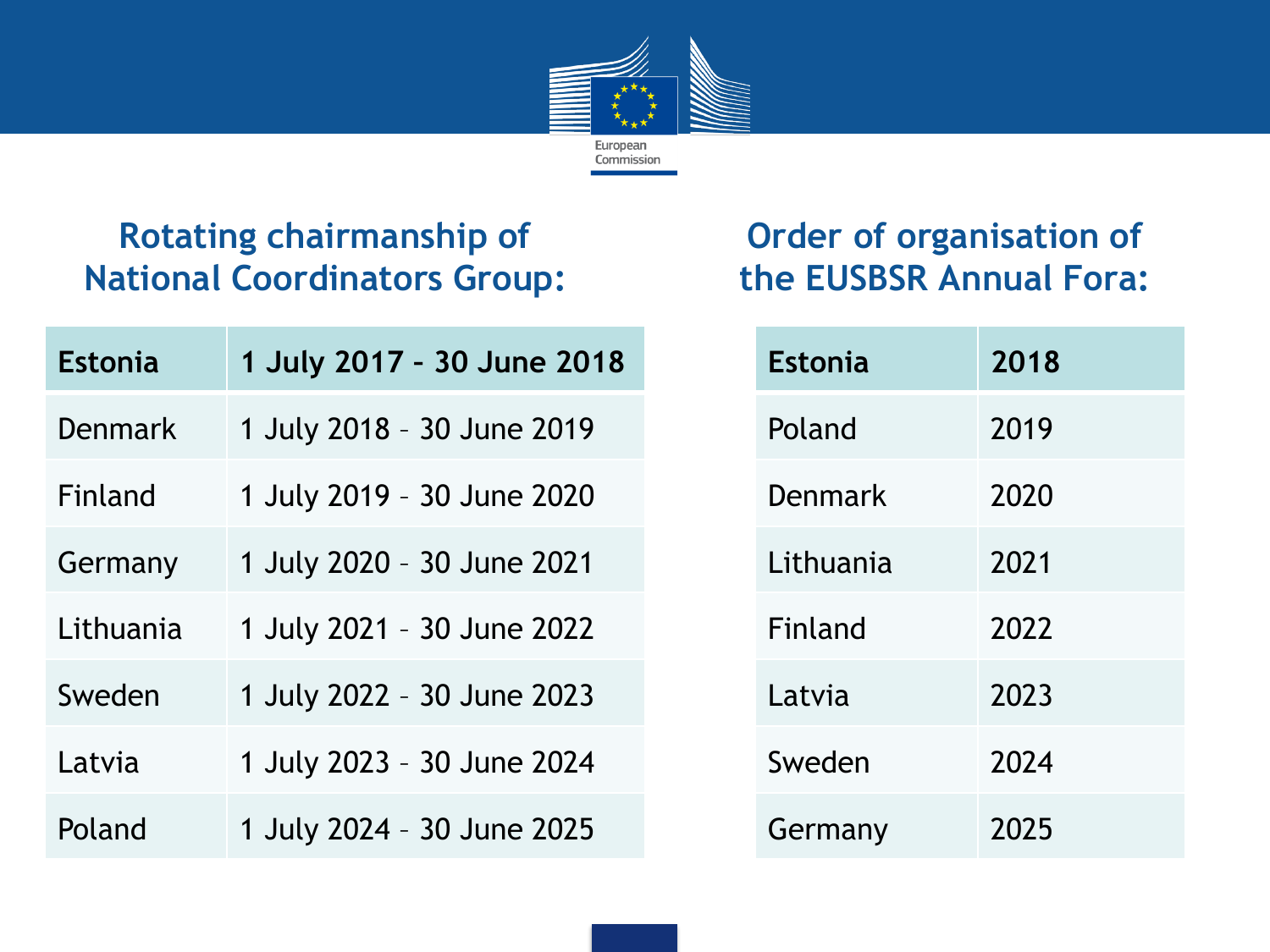## Rotating chairmanship of National Coordinators Group:

| Estonia | 1 July 2017 – 30 June 2018 |
|---|---|
| Denmark | 1 July 2018 – 30 June 2019 |
| Finland | 1 July 2019 – 30 June 2020 |
| Germany | 1 July 2020 – 30 June 2021 |
| Lithuania | 1 July 2021 – 30 June 2022 |
| Sweden | 1 July 2022 – 30 June 2023 |
| Latvia | 1 July 2023 – 30 June 2024 |
| Poland | 1 July 2024 – 30 June 2025 |

## Order of organisation of the EUSBSR Annual Fora:

| Estonia | 2018 |
|---|---|
| Poland | 2019 |
| Denmark | 2020 |
| Lithuania | 2021 |
| Finland | 2022 |
| Latvia | 2023 |
| Sweden | 2024 |
| Germany | 2025 |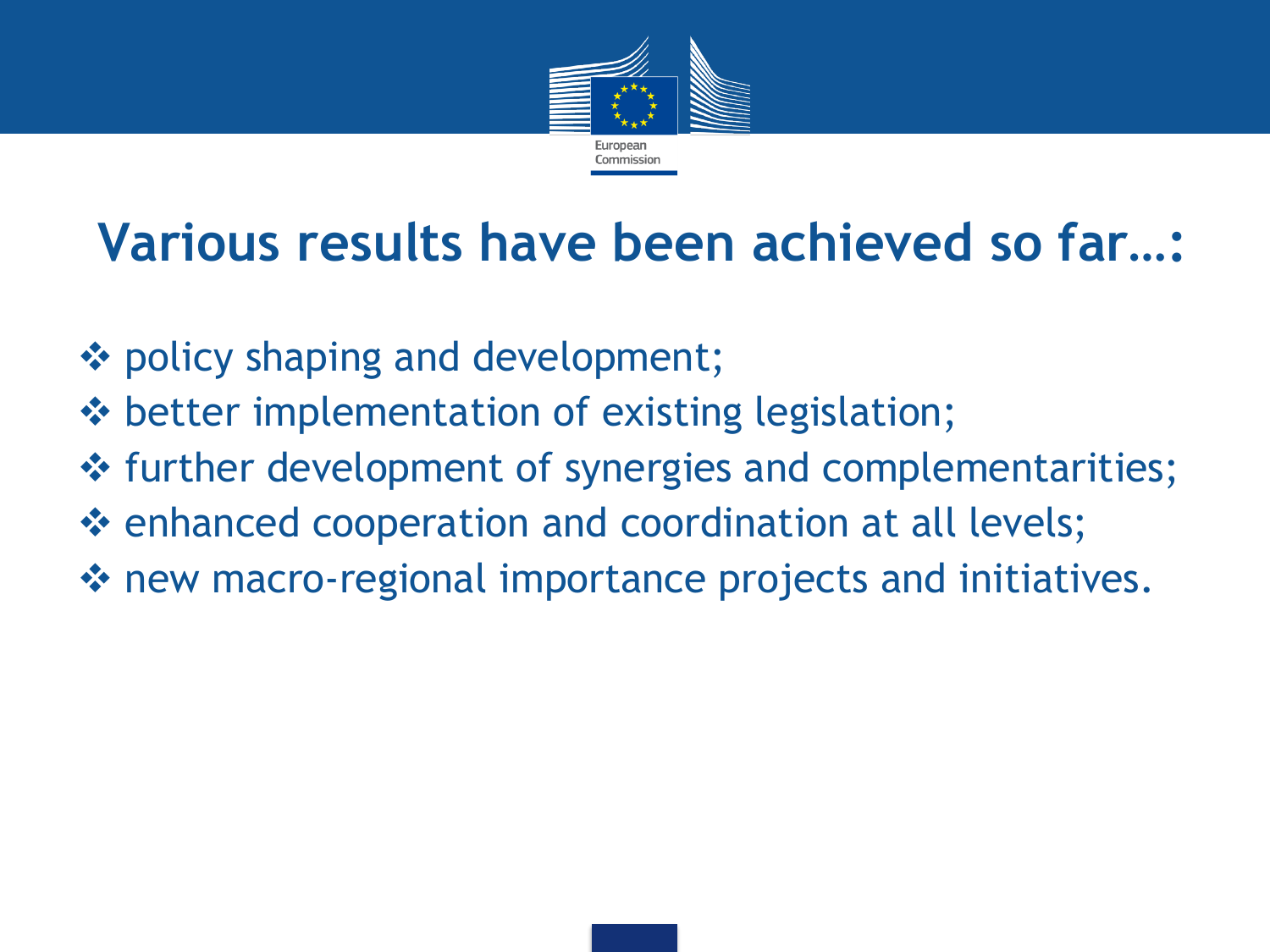# Various results have been achieved so far…:

- policy shaping and development;
- better implementation of existing legislation;
- further development of synergies and complementarities;
- enhanced cooperation and coordination at all levels;
- new macro-regional importance projects and initiatives.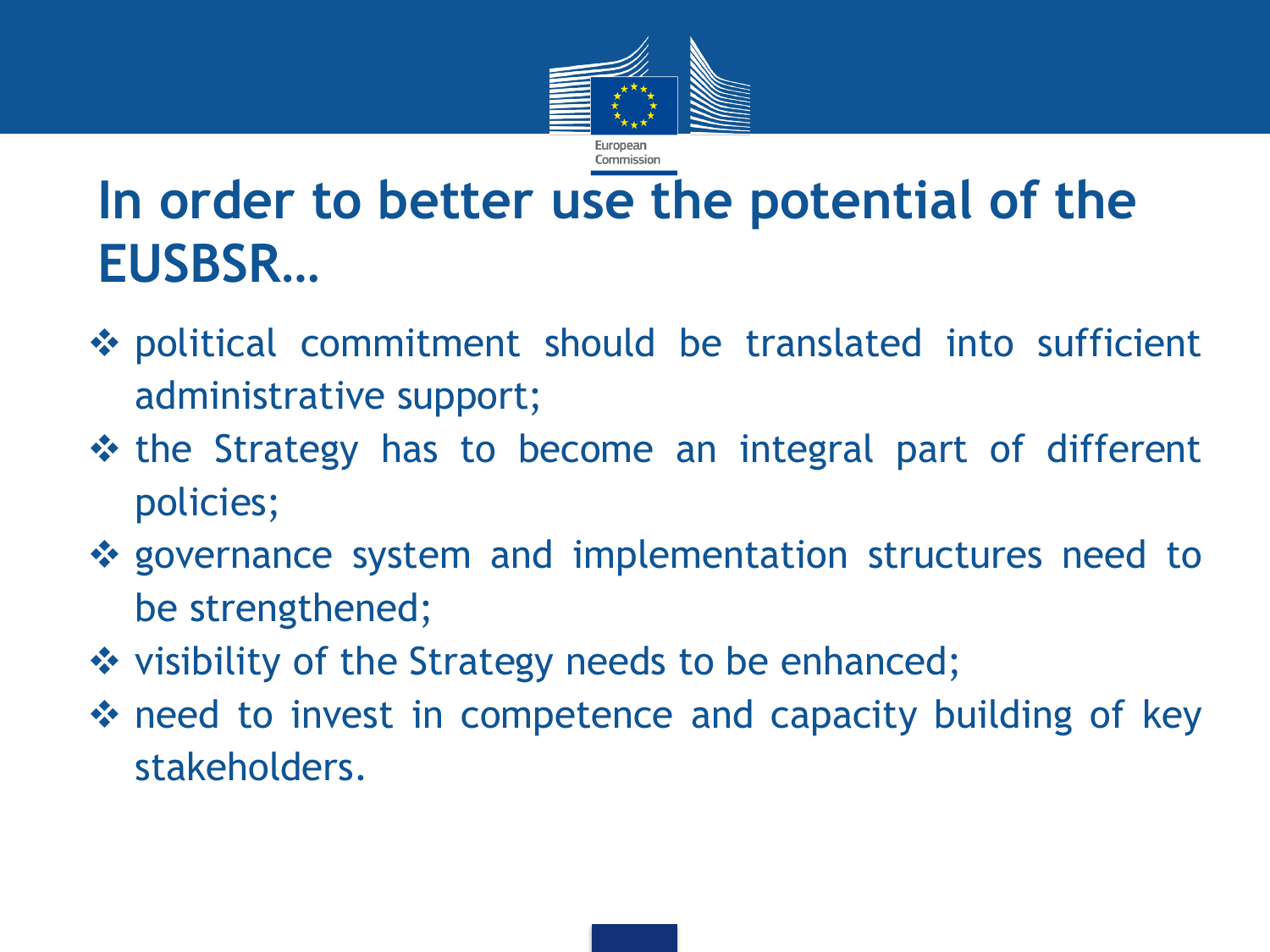# In order to better use the potential of the EUSBSR…

- political commitment should be translated into sufficient administrative support;
- the Strategy has to become an integral part of different policies;
- governance system and implementation structures need to be strengthened;
- visibility of the Strategy needs to be enhanced;
- need to invest in competence and capacity building of key stakeholders.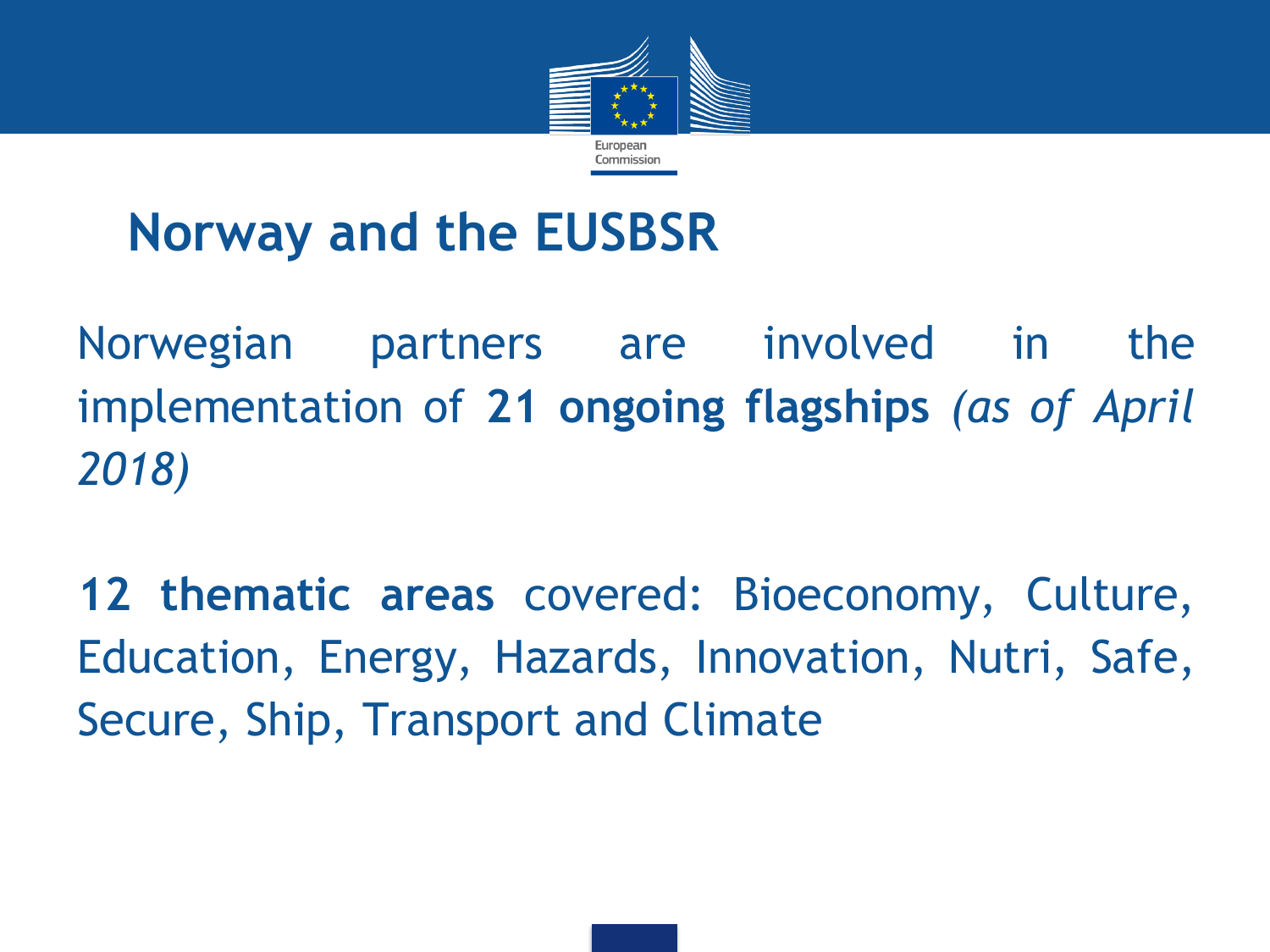# Norway and the EUSBSR

Norwegian partners are involved in the implementation of **21 ongoing flagships** *(as of April 2018)*

**12 thematic areas** covered: Bioeconomy, Culture, Education, Energy, Hazards, Innovation, Nutri, Safe, Secure, Ship, Transport and Climate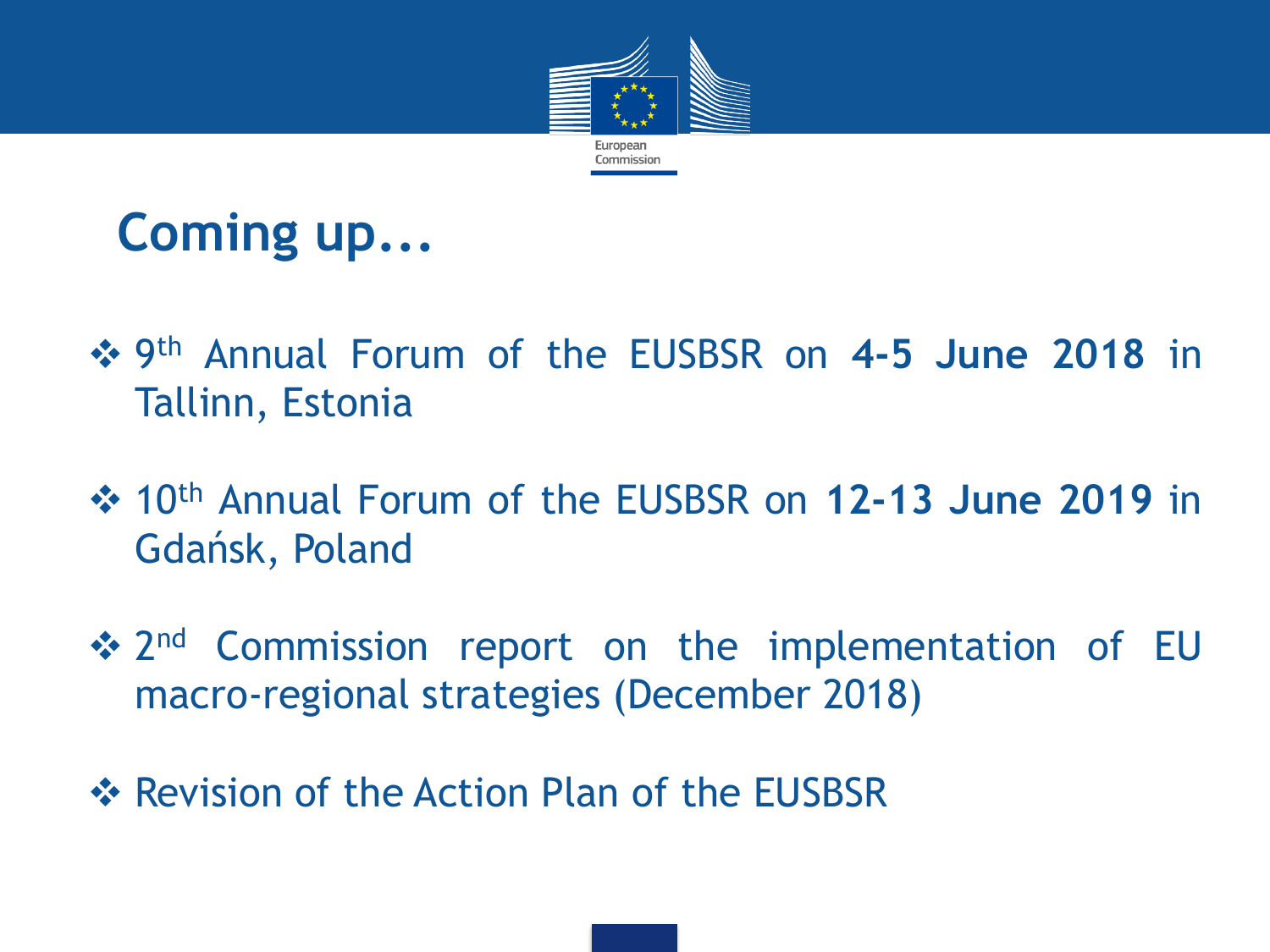# Coming up…

- 9th Annual Forum of the EUSBSR on **4-5 June 2018** in Tallinn, Estonia

- 10th Annual Forum of the EUSBSR on **12-13 June 2019** in Gdańsk, Poland

- 2nd Commission report on the implementation of EU macro-regional strategies (December 2018)

- Revision of the Action Plan of the EUSBSR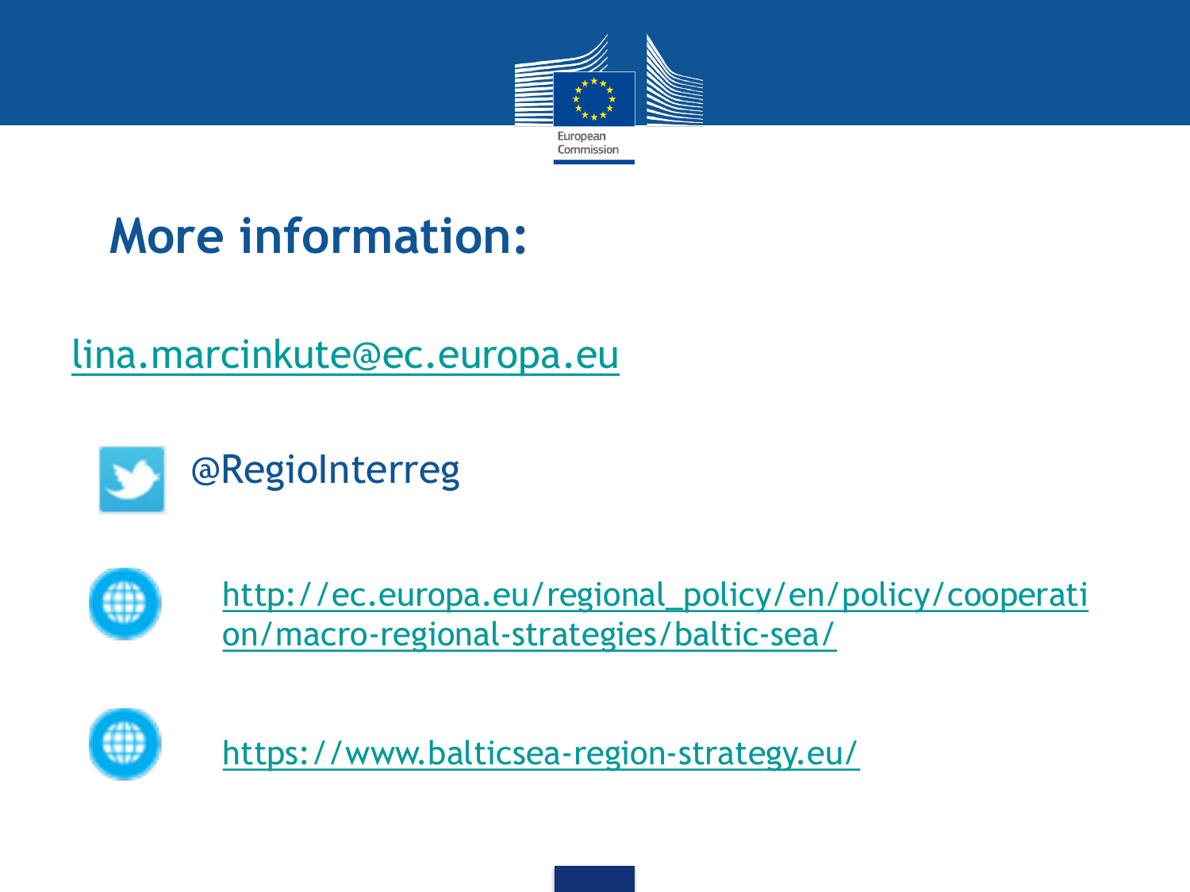# More information:

lina.marcinkute@ec.europa.eu

@RegioInterreg

http://ec.europa.eu/regional_policy/en/policy/cooperation/macro-regional-strategies/baltic-sea/

https://www.balticsea-region-strategy.eu/